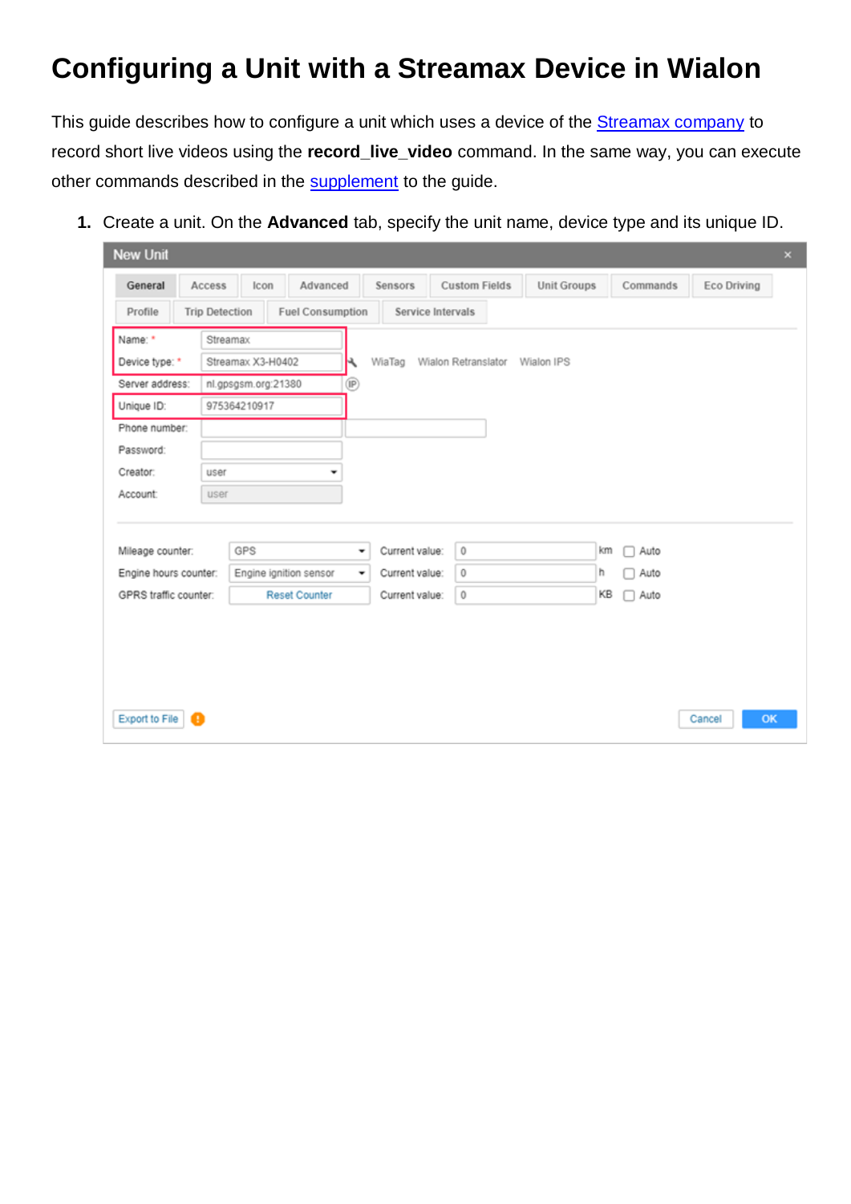# Configuring a Unit with a Streamax Device in Wialon

This guide describes how to configure a unit which uses a device of the [Streamax company](#) to record short live videos using the **record_live_video** command. In the same way, you can execute other commands described in the [supplement](#) to the guide.

1. Create a unit. On the **Advanced** tab, specify the unit name, device type and its unique ID.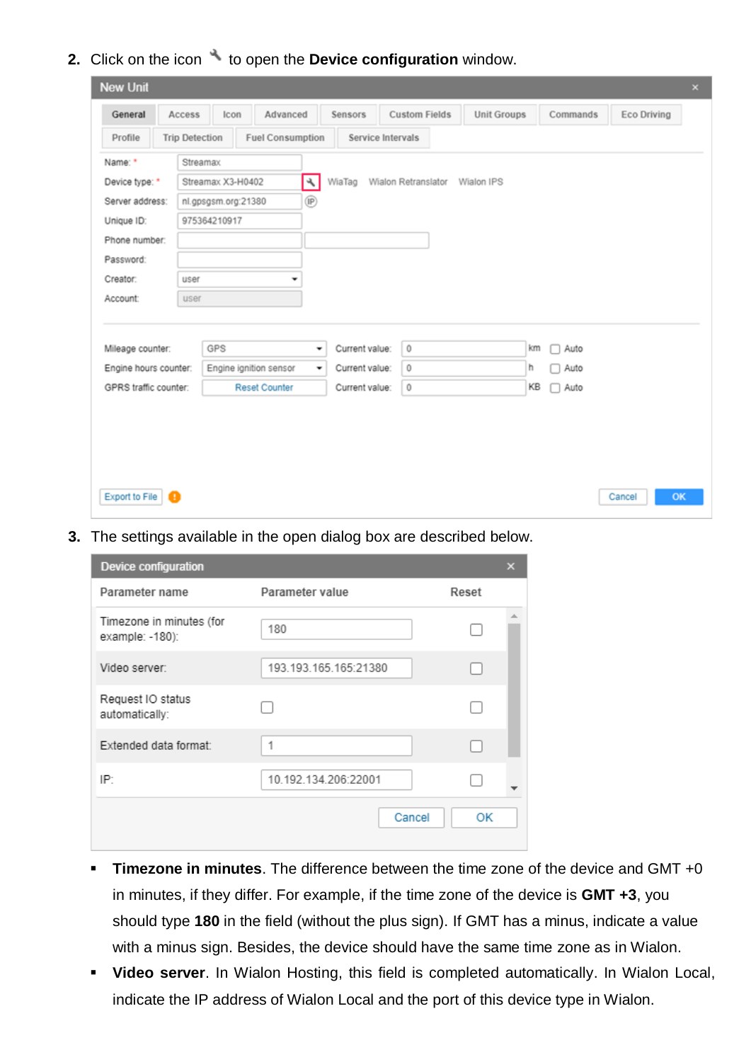2. Click on the icon 🔧 to open the **Device configuration** window.

3. The settings available in the open dialog box are described below.

- **Timezone in minutes**. The difference between the time zone of the device and GMT +0 in minutes, if they differ. For example, if the time zone of the device is **GMT +3**, you should type **180** in the field (without the plus sign). If GMT has a minus, indicate a value with a minus sign. Besides, the device should have the same time zone as in Wialon.
- **Video server**. In Wialon Hosting, this field is completed automatically. In Wialon Local, indicate the IP address of Wialon Local and the port of this device type in Wialon.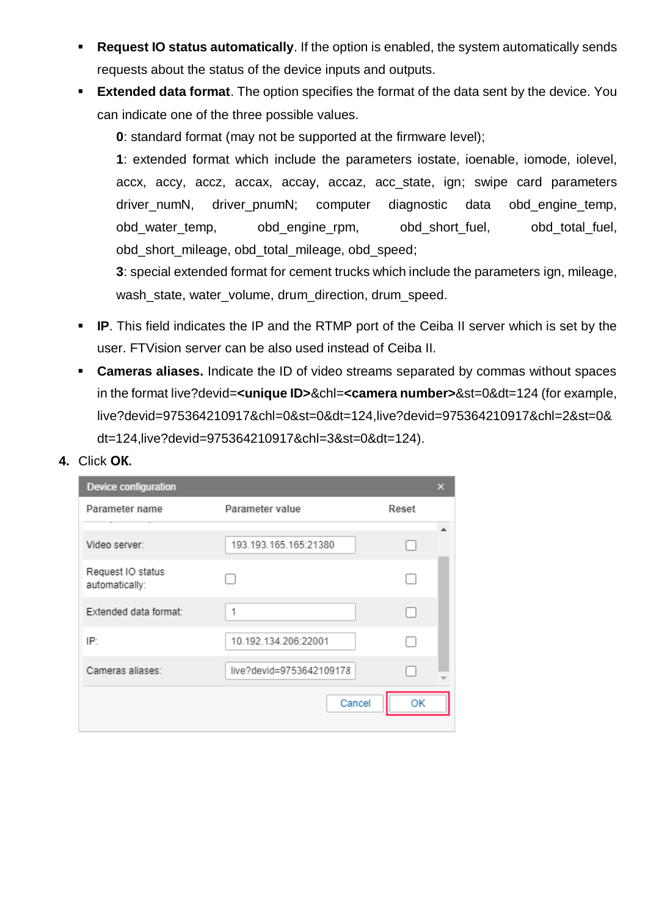- **Request IO status automatically**. If the option is enabled, the system automatically sends requests about the status of the device inputs and outputs.
- **Extended data format**. The option specifies the format of the data sent by the device. You can indicate one of the three possible values.

  **0**: standard format (may not be supported at the firmware level);

  **1**: extended format which include the parameters iostate, ioenable, iomode, iolevel, accx, accy, accz, accax, accay, accaz, acc_state, ign; swipe card parameters driver_numN, driver_pnumN; computer diagnostic data obd_engine_temp, obd_water_temp, obd_engine_rpm, obd_short_fuel, obd_total_fuel, obd_short_mileage, obd_total_mileage, obd_speed;

  **3**: special extended format for cement trucks which include the parameters ign, mileage, wash_state, water_volume, drum_direction, drum_speed.

- **IP**. This field indicates the IP and the RTMP port of the Ceiba II server which is set by the user. FTVision server can be also used instead of Ceiba II.
- **Cameras aliases.** Indicate the ID of video streams separated by commas without spaces in the format live?devid=**<unique ID>**&chl=**<camera number>**&st=0&dt=124 (for example, live?devid=975364210917&chl=0&st=0&dt=124,live?devid=975364210917&chl=2&st=0&dt=124,live?devid=975364210917&chl=3&st=0&dt=124).

**4.** Click **OK.**

Device configuration

| Parameter name | Parameter value | Reset |
|---|---|---|
| Video server: | 193.193.165.165:21380 | ☐ |
| Request IO status automatically: | ☐ | ☐ |
| Extended data format: | 1 | ☐ |
| IP: | 10.192.134.206:22001 | ☐ |
| Cameras aliases: | live?devid=9753642109178 | ☐ |

Cancel | OK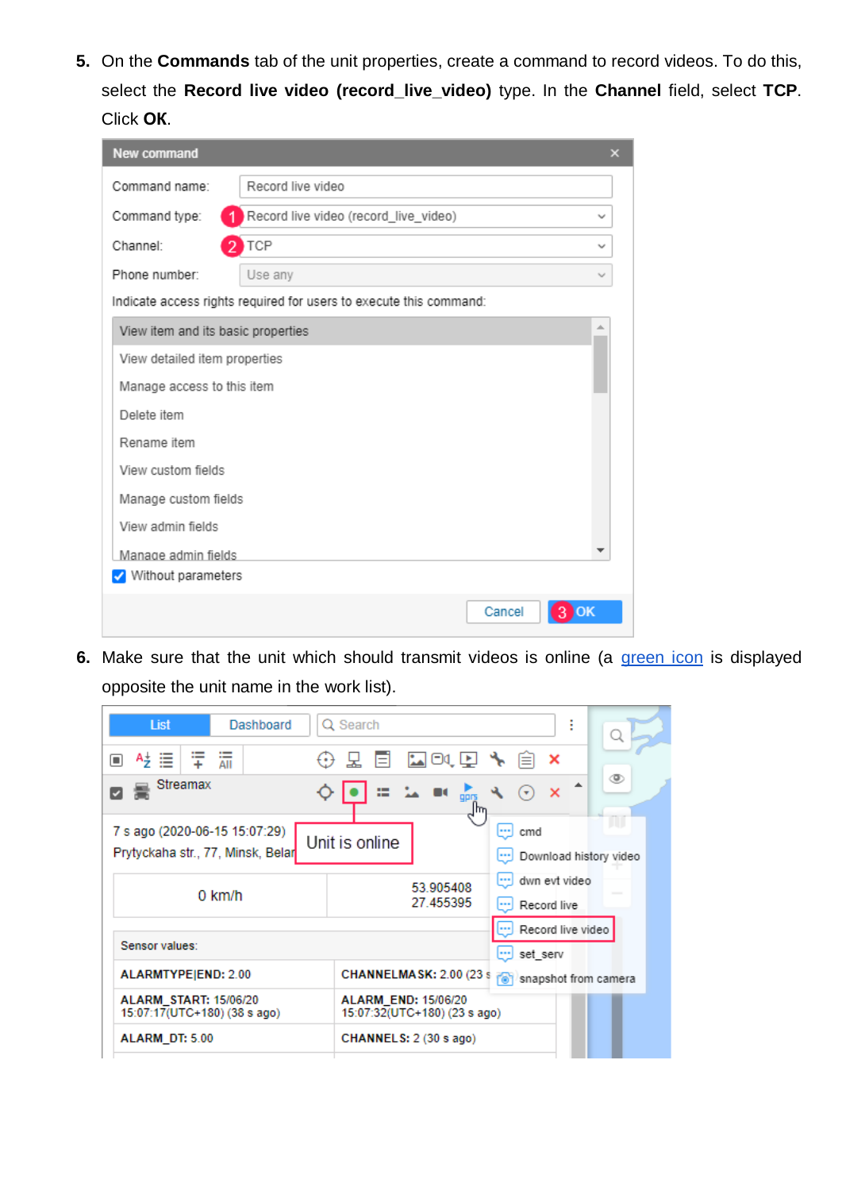5. On the **Commands** tab of the unit properties, create a command to record videos. To do this, select the **Record live video (record_live_video)** type. In the **Channel** field, select **TCP**. Click **OK**.

6. Make sure that the unit which should transmit videos is online (a green icon is displayed opposite the unit name in the work list).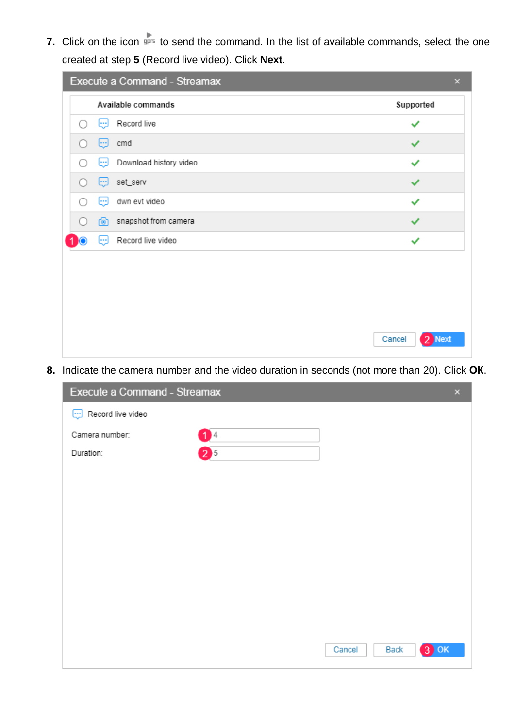7. Click on the icon gprs to send the command. In the list of available commands, select the one created at step **5** (Record live video). Click **Next**.

8. Indicate the camera number and the video duration in seconds (not more than 20). Click **OK**.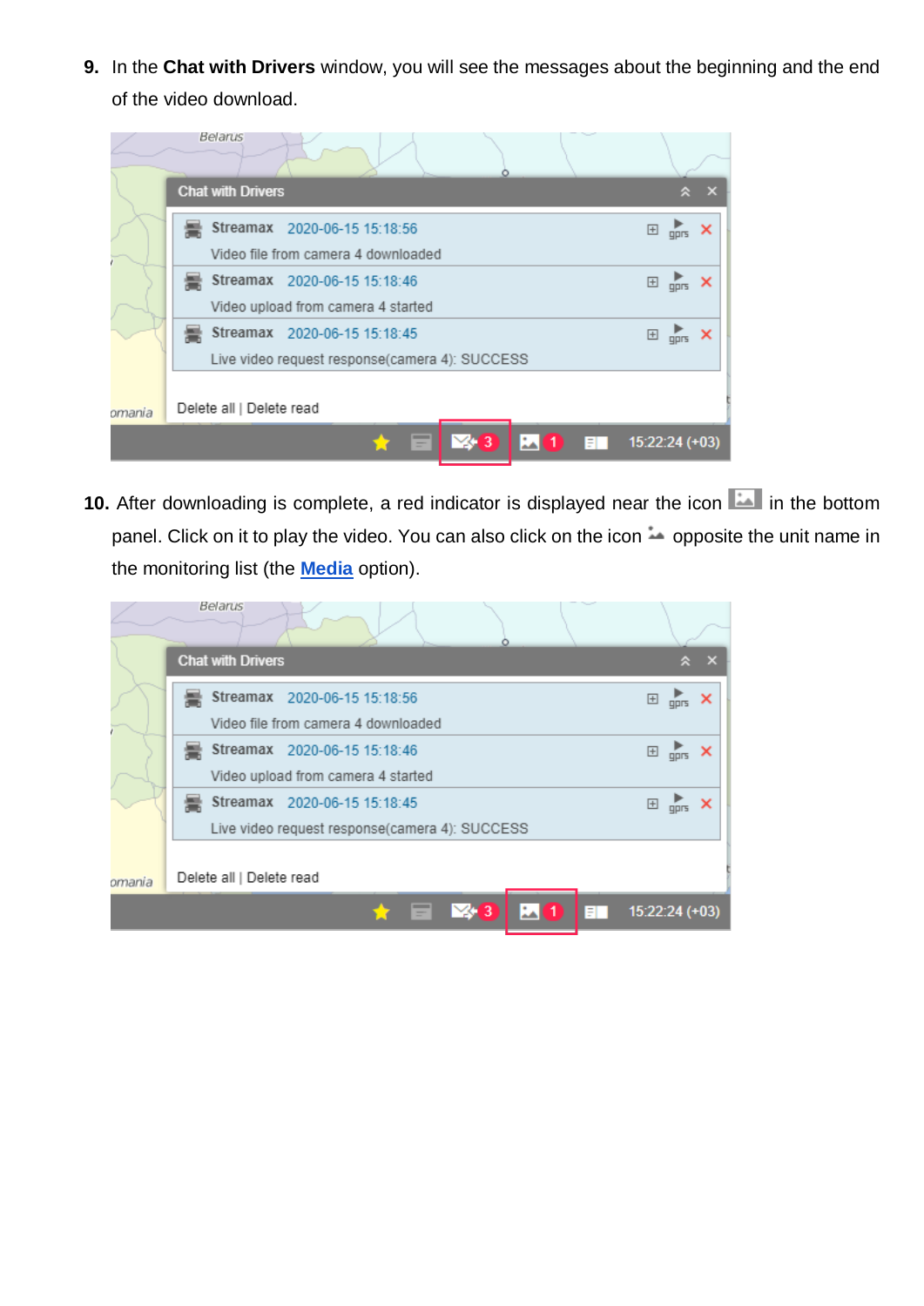9. In the **Chat with Drivers** window, you will see the messages about the beginning and the end of the video download.

10. After downloading is complete, a red indicator is displayed near the icon in the bottom panel. Click on it to play the video. You can also click on the icon opposite the unit name in the monitoring list (the **Media** option).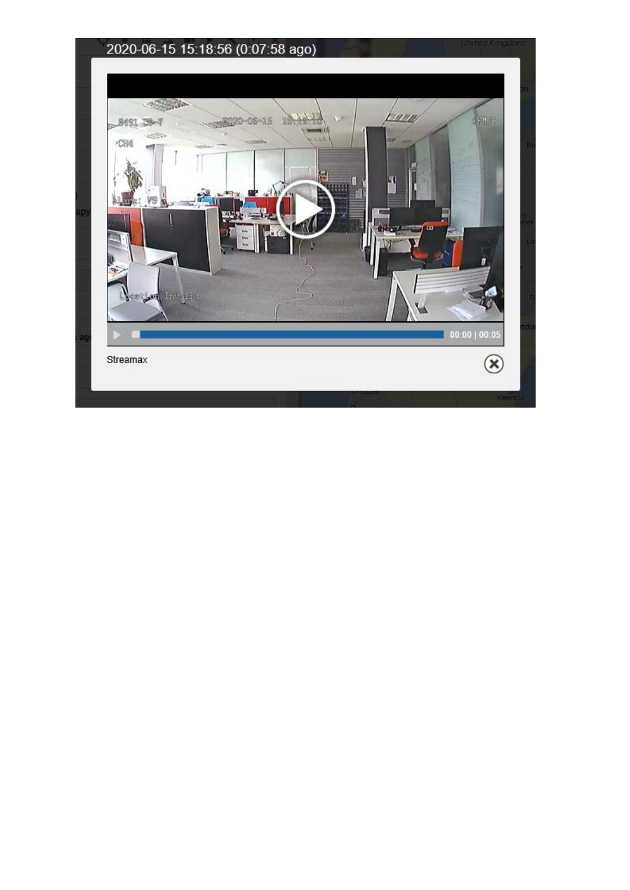2020-06-15 15:18:56 (0:07:58 ago)

00:00 | 00:05

Streamax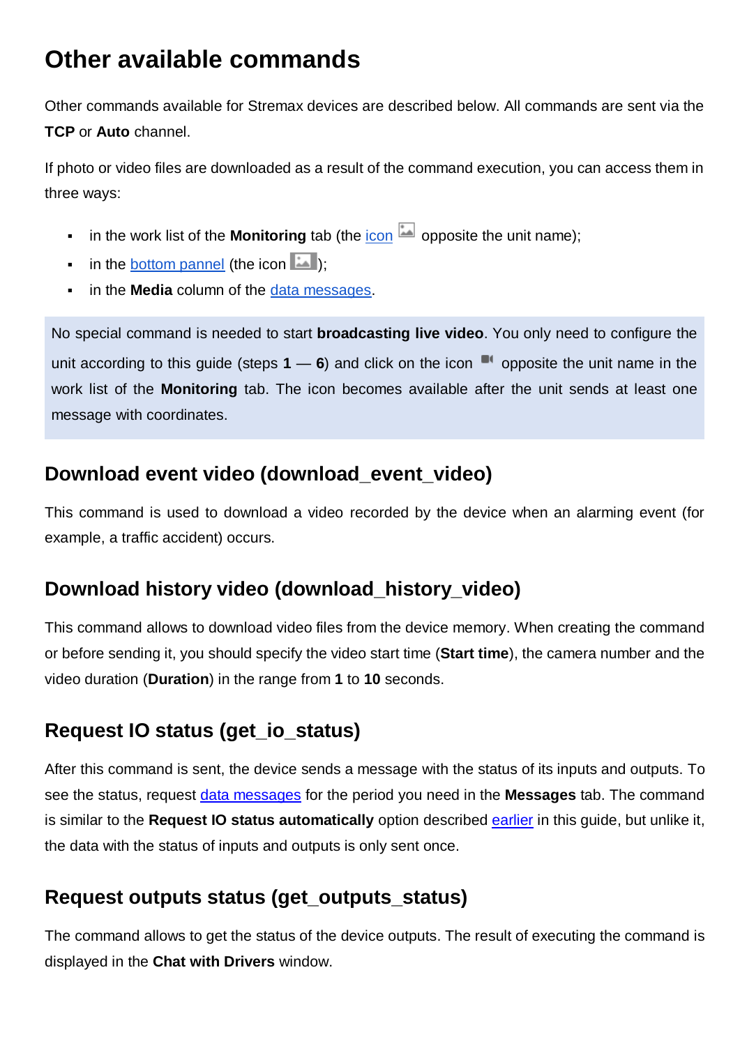# Other available commands

Other commands available for Stremax devices are described below. All commands are sent via the **TCP** or **Auto** channel.

If photo or video files are downloaded as a result of the command execution, you can access them in three ways:

- in the work list of the **Monitoring** tab (the icon opposite the unit name);
- in the bottom pannel (the icon );
- in the **Media** column of the data messages.

> No special command is needed to start **broadcasting live video**. You only need to configure the unit according to this guide (steps **1** — **6**) and click on the icon opposite the unit name in the work list of the **Monitoring** tab. The icon becomes available after the unit sends at least one message with coordinates.

## Download event video (download_event_video)

This command is used to download a video recorded by the device when an alarming event (for example, a traffic accident) occurs.

## Download history video (download_history_video)

This command allows to download video files from the device memory. When creating the command or before sending it, you should specify the video start time (**Start time**), the camera number and the video duration (**Duration**) in the range from **1** to **10** seconds.

## Request IO status (get_io_status)

After this command is sent, the device sends a message with the status of its inputs and outputs. To see the status, request data messages for the period you need in the **Messages** tab. The command is similar to the **Request IO status automatically** option described earlier in this guide, but unlike it, the data with the status of inputs and outputs is only sent once.

## Request outputs status (get_outputs_status)

The command allows to get the status of the device outputs. The result of executing the command is displayed in the **Chat with Drivers** window.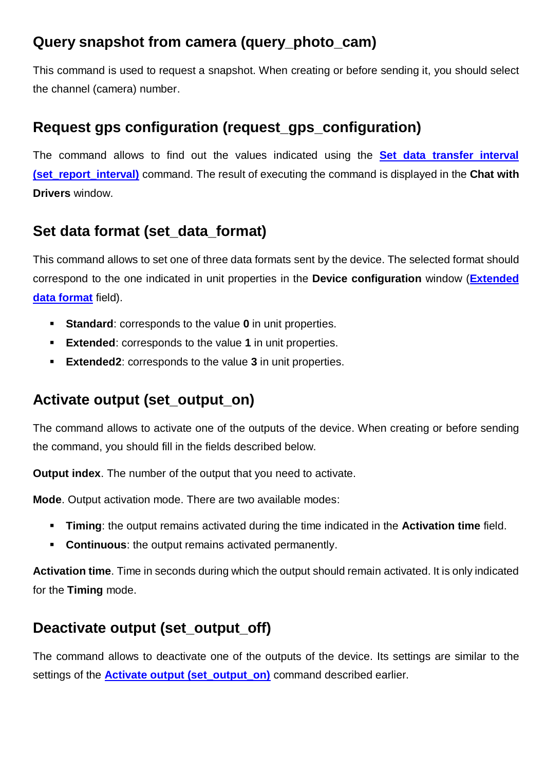## Query snapshot from camera (query_photo_cam)

This command is used to request a snapshot. When creating or before sending it, you should select the channel (camera) number.

## Request gps configuration (request_gps_configuration)

The command allows to find out the values indicated using the **Set data transfer interval (set_report_interval)** command. The result of executing the command is displayed in the **Chat with Drivers** window.

## Set data format (set_data_format)

This command allows to set one of three data formats sent by the device. The selected format should correspond to the one indicated in unit properties in the **Device configuration** window (**Extended data format** field).

- **Standard**: corresponds to the value **0** in unit properties.
- **Extended**: corresponds to the value **1** in unit properties.
- **Extended2**: corresponds to the value **3** in unit properties.

## Activate output (set_output_on)

The command allows to activate one of the outputs of the device. When creating or before sending the command, you should fill in the fields described below.

**Output index**. The number of the output that you need to activate.

**Mode**. Output activation mode. There are two available modes:

- **Timing**: the output remains activated during the time indicated in the **Activation time** field.
- **Continuous**: the output remains activated permanently.

**Activation time**. Time in seconds during which the output should remain activated. It is only indicated for the **Timing** mode.

## Deactivate output (set_output_off)

The command allows to deactivate one of the outputs of the device. Its settings are similar to the settings of the **Activate output (set_output_on)** command described earlier.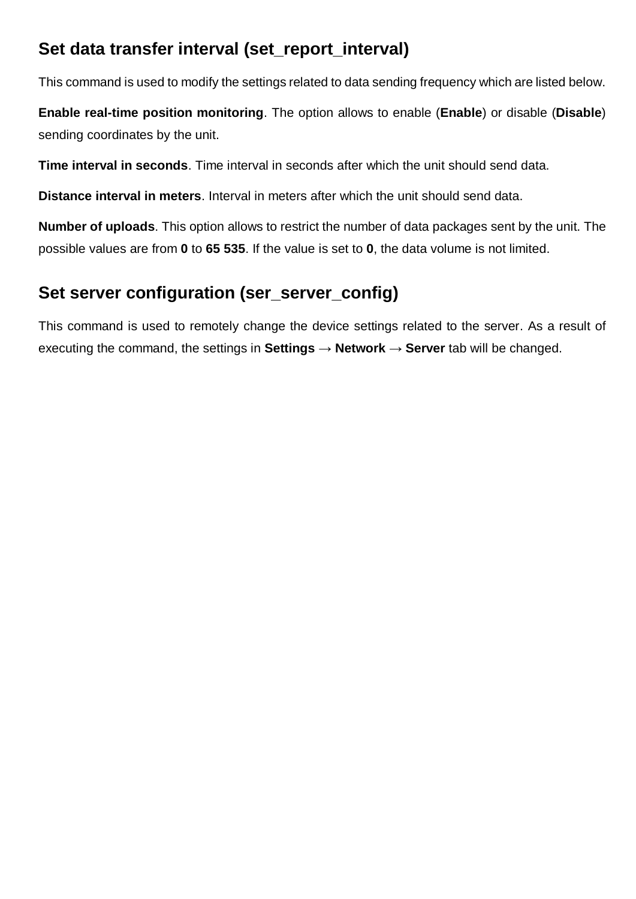## Set data transfer interval (set_report_interval)

This command is used to modify the settings related to data sending frequency which are listed below.

**Enable real-time position monitoring**. The option allows to enable (**Enable**) or disable (**Disable**) sending coordinates by the unit.

**Time interval in seconds**. Time interval in seconds after which the unit should send data.

**Distance interval in meters**. Interval in meters after which the unit should send data.

**Number of uploads**. This option allows to restrict the number of data packages sent by the unit. The possible values are from **0** to **65 535**. If the value is set to **0**, the data volume is not limited.

## Set server configuration (ser_server_config)

This command is used to remotely change the device settings related to the server. As a result of executing the command, the settings in **Settings** → **Network** → **Server** tab will be changed.